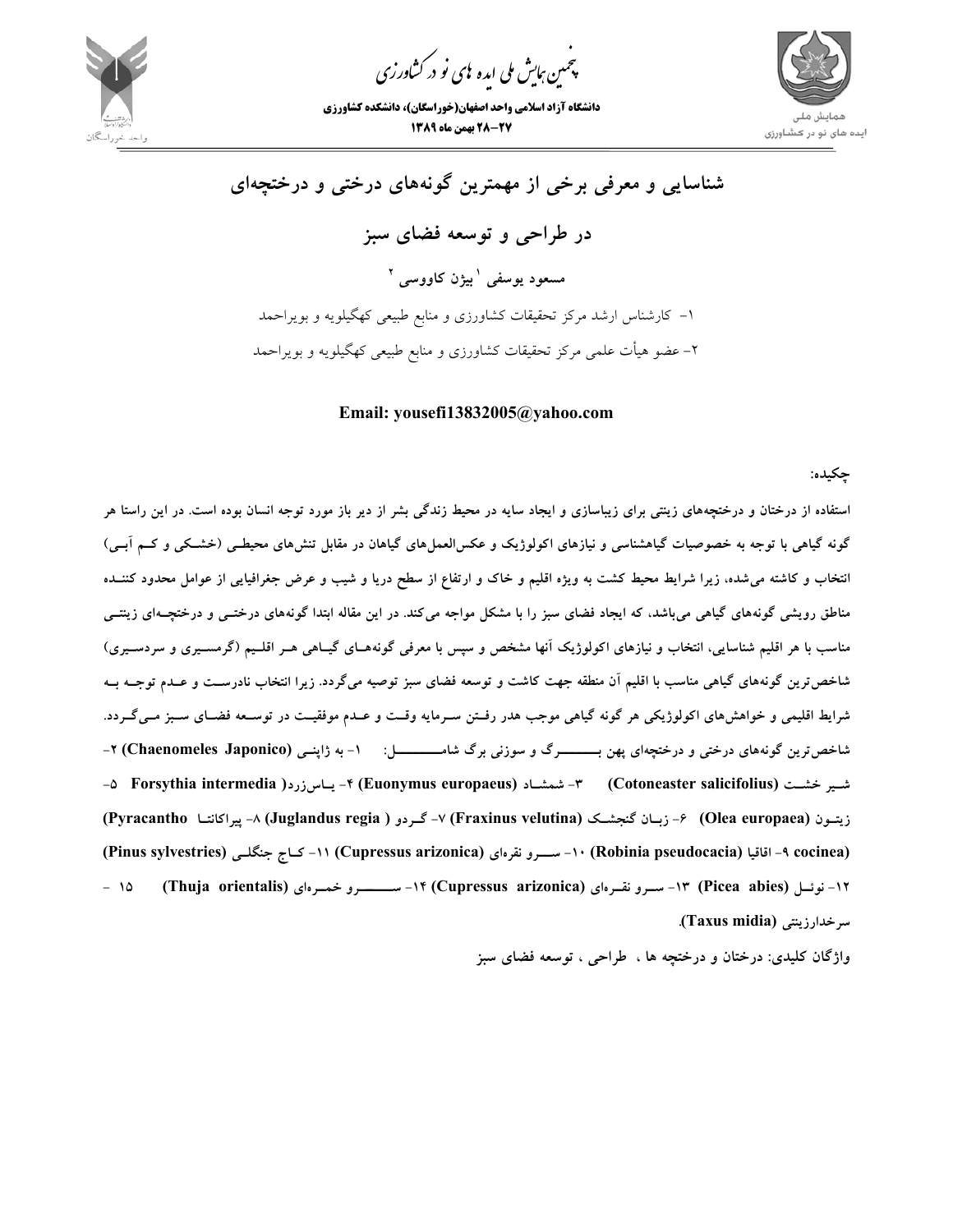پنجمین همایش ملی ایده های نو در کشاورزی

دانشگاه آزاد اسلامی واحد اصفهان(خوراسگان)، دانشکده کشاورزی

۲۷-۲۸ بهمن ماه ۱۳۸۹

# شناسایی و معرفی برخی از مهمترین گونه‌های درختی و درختچه‌ای در طراحی و توسعه فضای سبز

**مسعود یوسفی [۱] بیژن کاووسی [۲]**

۱- کارشناس ارشد مرکز تحقیقات کشاورزی و منابع طبیعی کهگیلویه و بویراحمد

۲- عضو هیأت علمی مرکز تحقیقات کشاورزی و منابع طبیعی کهگیلویه و بویراحمد

**Email: yousefi13832005@yahoo.com**

**چکیده:**

**استفاده از درختان و درختچه‌های زینتی برای زیباسازی و ایجاد سایه در محیط زندگی بشر از دیر باز مورد توجه انسان بوده است. در این راستا هر گونه گیاهی با توجه به خصوصیات گیاهشناسی و نیازهای اکولوژیک و عکس‌العمل‌های گیاهان در مقابل تنش‌های محیطی (خشکی و کم آبی) انتخاب و کاشته می‌شده، زیرا شرایط محیط کشت به ویژه اقلیم و خاک و ارتفاع از سطح دریا و شیب و عرض جغرافیایی از عوامل محدود کننده مناطق رویشی گونه‌های گیاهی می‌باشد، که ایجاد فضای سبز را با مشکل مواجه می‌کند. در این مقاله ابتدا گونه‌های درختی و درختچه‌ای زینتی مناسب با هر اقلیم شناسایی، انتخاب و نیازهای اکولوژیک آنها مشخص و سپس با معرفی گونه‌های گیاهی هر اقلیم (گرمسیری و سردسیری) شاخص‌ترین گونه‌های گیاهی مناسب با اقلیم آن منطقه جهت کاشت و توسعه فضای سبز توصیه می‌گردد. زیرا انتخاب نادرست و عدم توجه به شرایط اقلیمی و خواهش‌های اکولوژیکی هر گونه گیاهی موجب هدر رفتن سرمایه وقت و عدم موفقیت در توسعه فضای سبز می‌گردد. شاخص‌ترین گونه‌های درختی و درختچه‌ای پهن برگ و سوزنی برگ شامل: ۱- به ژاپنی (Chaenomeles Japonico) ۲- شیر خشت (Cotoneaster salicifolius) ۳- شمشاد (Euonymus europaeus) ۴- یاس‌زرد( Forsythia intermedia ۵- زیتون (Olea europaea) ۶- زبان گنجشک (Fraxinus velutina) ۷- گردو ( Juglandus regia) ۸- پیراکانتا (Pyracantho cocinea) ۹- اقاقیا (Robinia pseudocacia) ۱۰- سرو نقره‌ای (Cupressus arizonica) ۱۱- کاج جنگلی (Pinus sylvestries) ۱۲- نوئل (Picea abies) ۱۳- سرو نقره‌ای (Cupressus arizonica) ۱۴- سرو خمره‌ای (Thuja orientalis) ۱۵ - سرخدارزینتی (Taxus midia).**

**واژگان کلیدی: درختان و درختچه ها ، طراحی ، توسعه فضای سبز**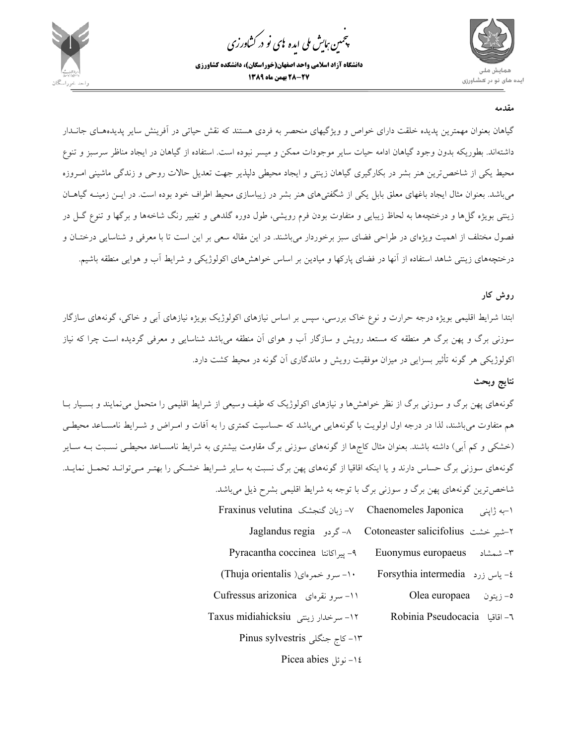## مقدمه

گیاهان بعنوان مهمترین پدیده خلقت دارای خواص و ویژگیهای منحصر به فردی هستند که نقش حیاتی در آفرینش سایر پدیده‌های جاندار داشته‌اند. بطوریکه بدون وجود گیاهان ادامه حیات سایر موجودات ممکن و میسر نبوده است. استفاده از گیاهان در ایجاد مناظر سرسبز و تنوع محیط یکی از شاخص‌ترین هنر بشر در بکارگیری گیاهان زینتی و ایجاد محیطی دلپذیر جهت تعدیل حالات روحی و زندگی ماشینی امروزه می‌باشد. بعنوان مثال ایجاد باغهای معلق بابل یکی از شگفتی‌های هنر بشر در زیباسازی محیط اطراف خود بوده است. در این زمینه گیاهان زینتی بویژه گل‌ها و درختچه‌ها به لحاظ زیبایی و متفاوت بودن فرم رویشی، طول دوره گلدهی و تغییر رنگ شاخه‌ها و برگها و تنوع گل در فصول مختلف از اهمیت ویژه‌ای در طراحی فضای سبز برخوردار می‌باشند. در این مقاله سعی بر این است تا با معرفی و شناسایی درختان و درختچه‌های زینتی شاهد استفاده از آنها در فضای پارکها و میادین بر اساس خواهش‌های اکولوژیکی و شرایط آب و هوایی منطقه باشیم.

## روش کار

ابتدا شرایط اقلیمی بویژه درجه حرارت و نوع خاک بررسی، سپس بر اساس نیازهای اکولوژیک بویژه نیازهای آبی و خاکی، گونه‌های سازگار سوزنی برگ و پهن برگ هر منطقه که مستعد رویش و سازگار آب و هوای آن منطقه می‌باشد شناسایی و معرفی گردیده است چرا که نیاز اکولوژیکی هر گونه تأثیر بسزایی در میزان موفقیت رویش و ماندگاری آن گونه در محیط کشت دارد.

## نتایج وبحث

گونه‌های پهن برگ و سوزنی برگ از نظر خواهش‌ها و نیازهای اکولوژیک که طیف وسیعی از شرایط اقلیمی را متحمل می‌نمایند و بسیار با هم متفاوت می‌باشند، لذا در درجه اول اولویت با گونه‌هایی می‌باشد که حساسیت کمتری را به آفات و امراض و شرایط نامساعد محیطی (خشکی و کم آبی) داشته باشند. بعنوان مثال کاج‌ها از گونه‌های سوزنی برگ مقاومت بیشتری به شرایط نامساعد محیطی نسبت به سایر گونه‌های سوزنی برگ حساس دارند و یا اینکه اقاقیا از گونه‌های پهن برگ نسبت به سایر شرایط خشکی را بهتر می‌توانند تحمل نماید. شاخص‌ترین گونه‌های پهن برگ و سوزنی برگ با توجه به شرایط اقلیمی بشرح ذیل می‌باشد.

۱-به ژاپنی Chaenomeles Japonica

۲-شیر خشت Cotoneaster salicifolius

۳- شمشاد Euonymus europaeus

٤- یاس زرد Forsythia intermedia

٥- زیتون Olea europaea

٦- اقاقیا Robinia Pseudocacia

۷- زبان گنجشک Fraxinus velutina

۸- گردو Jaglandus regia

۹- پیراکانتا Pyracantha coccinea

۱۰- سرو خمره‌ای( Thuja orientalis)

۱۱- سرو نقره‌ای Cufressus arizonica

۱۲- سرخدار زینتی Taxus midiahicksiu

۱۳- کاج جنگلی Pinus sylvestris

١٤- نوئل Picea abies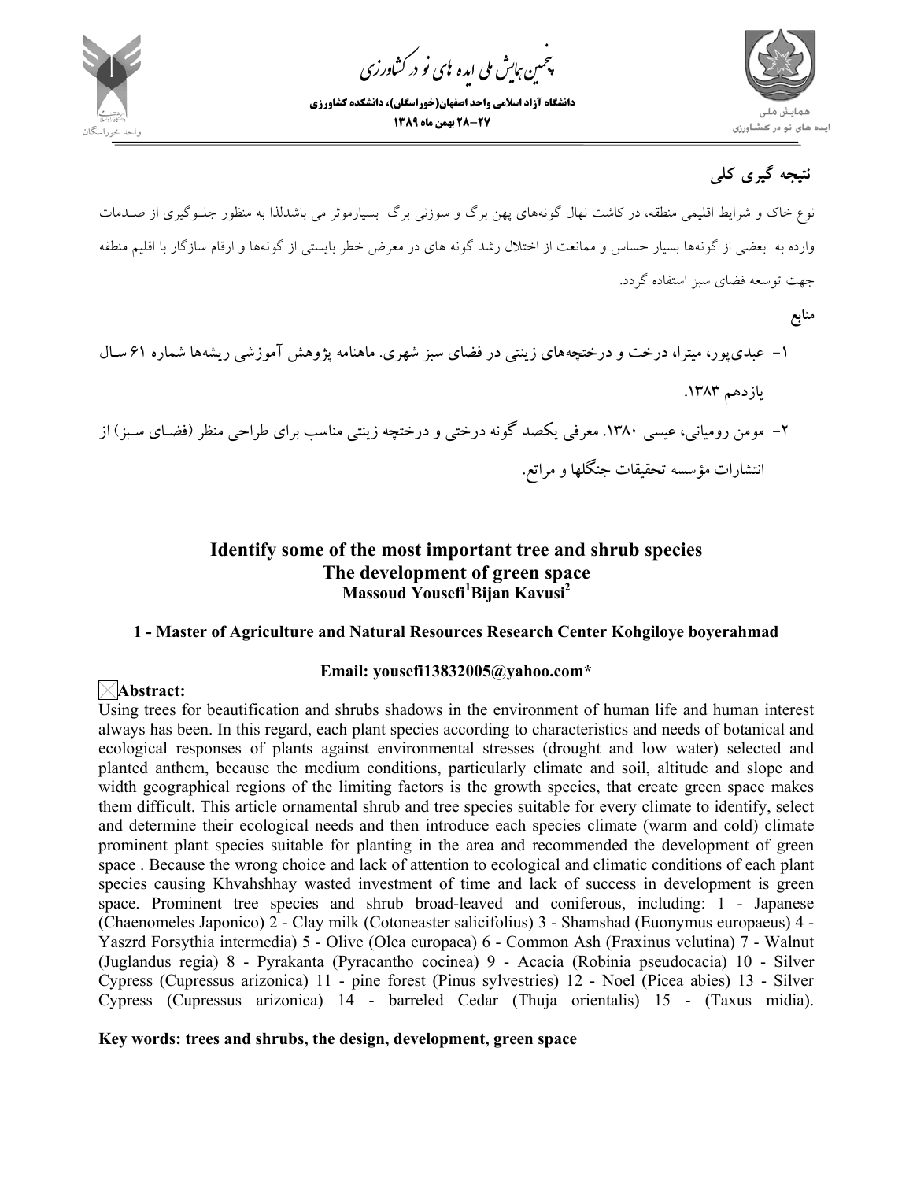## نتیجه گیری کلی

نوع خاک و شرایط اقلیمی منطقه، در کاشت نهال گونه‌های پهن برگ و سوزنی برگ بسیارموثر می باشدلذا به منظور جلوگیری از صدمات وارده به بعضی از گونه‌ها بسیار حساس و ممانعت از اختلال رشد گونه های در معرض خطر بایستی از گونه‌ها و ارقام سازگار با اقلیم منطقه جهت توسعه فضای سبز استفاده گردد.

## منابع

۱- عبدی‌پور، میترا، درخت و درختچه‌های زینتی در فضای سبز شهری. ماهنامه پژوهش آموزشی ریشه‌ها شماره ۶۱ سال یازدهم ۱۳۸۳.

۲- مومن رومیانی، عیسی ۱۳۸۰. معرفی یکصد گونه درختی و درختچه زینتی مناسب برای طراحی منظر (فضای سبز) از انتشارات مؤسسه تحقیقات جنگلها و مراتع.

# Identify some of the most important tree and shrub species The development of green space

**Massoud Yousefi[1] Bijan Kavusi[2]**

**1 - Master of Agriculture and Natural Resources Research Center Kohgiloye boyerahmad**

**Email: yousefi13832005@yahoo.com***

**Abstract:**

Using trees for beautification and shrubs shadows in the environment of human life and human interest always has been. In this regard, each plant species according to characteristics and needs of botanical and ecological responses of plants against environmental stresses (drought and low water) selected and planted anthem, because the medium conditions, particularly climate and soil, altitude and slope and width geographical regions of the limiting factors is the growth species, that create green space makes them difficult. This article ornamental shrub and tree species suitable for every climate to identify, select and determine their ecological needs and then introduce each species climate (warm and cold) climate prominent plant species suitable for planting in the area and recommended the development of green space . Because the wrong choice and lack of attention to ecological and climatic conditions of each plant species causing Khvahshhay wasted investment of time and lack of success in development is green space. Prominent tree species and shrub broad-leaved and coniferous, including: 1 - Japanese (Chaenomeles Japonico) 2 - Clay milk (Cotoneaster salicifolius) 3 - Shamshad (Euonymus europaeus) 4 - Yaszrd Forsythia intermedia) 5 - Olive (Olea europaea) 6 - Common Ash (Fraxinus velutina) 7 - Walnut (Juglandus regia) 8 - Pyrakanta (Pyracantho cocinea) 9 - Acacia (Robinia pseudocacia) 10 - Silver Cypress (Cupressus arizonica) 11 - pine forest (Pinus sylvestries) 12 - Noel (Picea abies) 13 - Silver Cypress (Cupressus arizonica) 14 - barreled Cedar (Thuja orientalis) 15 - (Taxus midia).

**Key words: trees and shrubs, the design, development, green space**